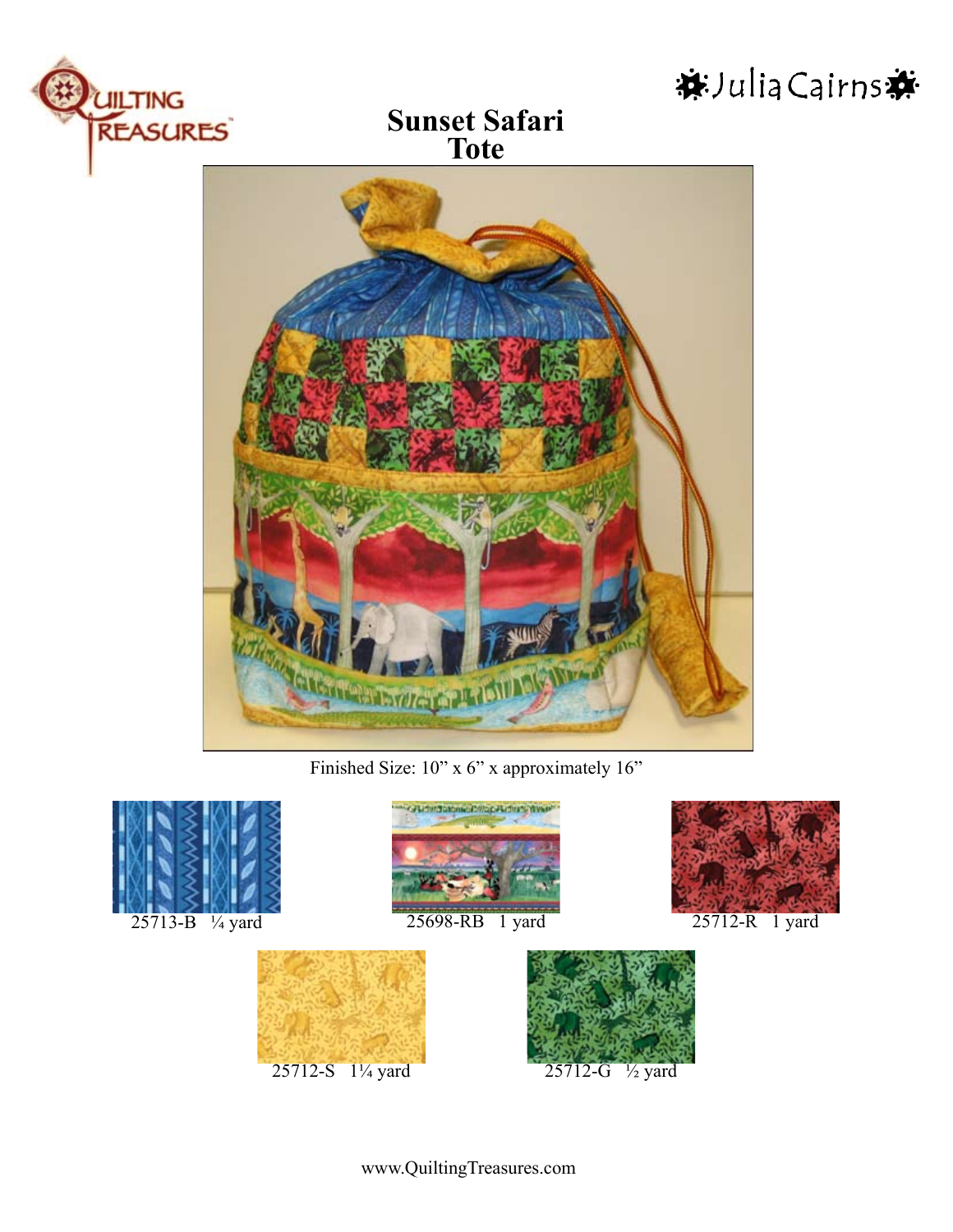Julia Cairns

# Sunset Safari Tote

Finished Size: 10" x 6" x approximately 16"

25713-B ¼ yard

25698-RB 1 yard

25712-R 1 yard

25712-S 1¼ yard

25712-G ½ yard

www.QuiltingTreasures.com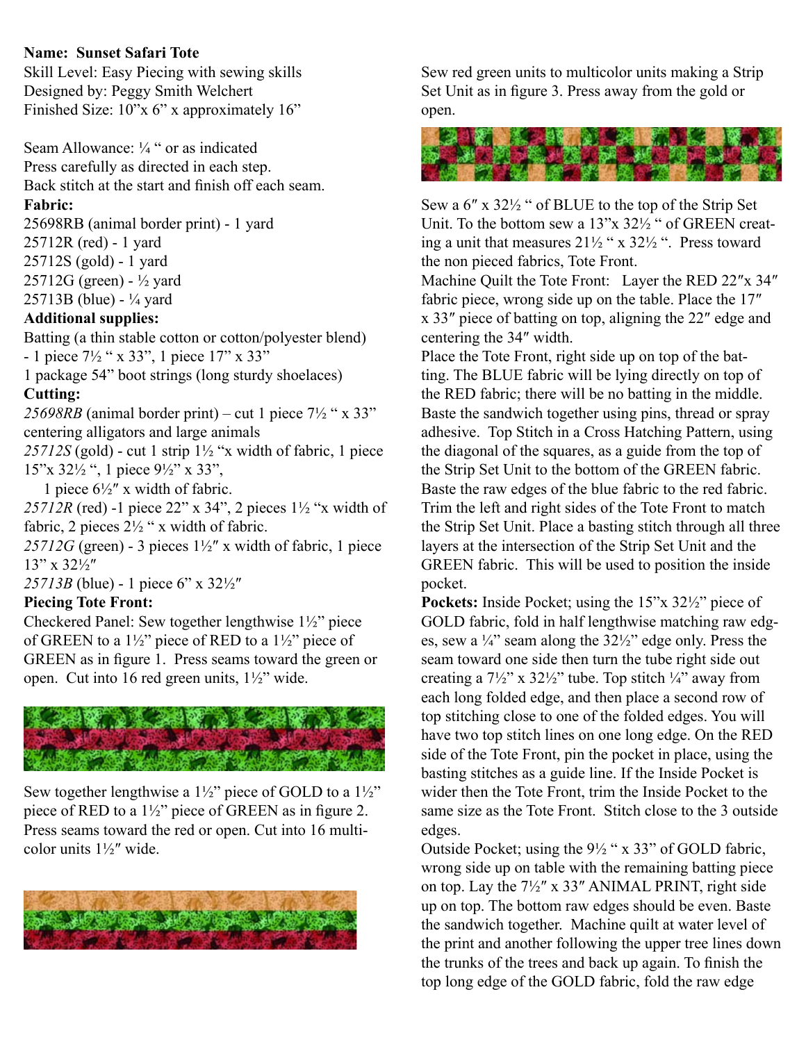**Name: Sunset Safari Tote**
Skill Level: Easy Piecing with sewing skills
Designed by: Peggy Smith Welchert
Finished Size: 10"x 6" x approximately 16"

Seam Allowance: ¼ " or as indicated
Press carefully as directed in each step.
Back stitch at the start and finish off each seam.

**Fabric:**
25698RB (animal border print) - 1 yard
25712R (red) - 1 yard
25712S (gold) - 1 yard
25712G (green) - ½ yard
25713B (blue) - ¼ yard

**Additional supplies:**
Batting (a thin stable cotton or cotton/polyester blend) - 1 piece 7½ " x 33", 1 piece 17" x 33"
1 package 54" boot strings (long sturdy shoelaces)

**Cutting:**
*25698RB* (animal border print) – cut 1 piece 7½ " x 33" centering alligators and large animals
*25712S* (gold) - cut 1 strip 1½ "x width of fabric, 1 piece 15"x 32½ ", 1 piece 9½" x 33",
1 piece 6½″ x width of fabric.
*25712R* (red) -1 piece 22" x 34", 2 pieces 1½ "x width of fabric, 2 pieces 2½ " x width of fabric.
*25712G* (green) - 3 pieces 1½″ x width of fabric, 1 piece 13" x 32½″
*25713B* (blue) - 1 piece 6" x 32½″

**Piecing Tote Front:**
Checkered Panel: Sew together lengthwise 1½" piece of GREEN to a 1½" piece of RED to a 1½" piece of GREEN as in figure 1. Press seams toward the green or open. Cut into 16 red green units, 1½" wide.

Sew together lengthwise a 1½" piece of GOLD to a 1½" piece of RED to a 1½" piece of GREEN as in figure 2. Press seams toward the red or open. Cut into 16 multi-color units 1½″ wide.

Sew red green units to multicolor units making a Strip Set Unit as in figure 3. Press away from the gold or open.

Sew a 6″ x 32½ " of BLUE to the top of the Strip Set Unit. To the bottom sew a 13"x 32½ " of GREEN creating a unit that measures 21½ " x 32½ ". Press toward the non pieced fabrics, Tote Front.

Machine Quilt the Tote Front: Layer the RED 22″x 34″ fabric piece, wrong side up on the table. Place the 17″ x 33″ piece of batting on top, aligning the 22″ edge and centering the 34″ width.

Place the Tote Front, right side up on top of the batting. The BLUE fabric will be lying directly on top of the RED fabric; there will be no batting in the middle. Baste the sandwich together using pins, thread or spray adhesive. Top Stitch in a Cross Hatching Pattern, using the diagonal of the squares, as a guide from the top of the Strip Set Unit to the bottom of the GREEN fabric. Baste the raw edges of the blue fabric to the red fabric. Trim the left and right sides of the Tote Front to match the Strip Set Unit. Place a basting stitch through all three layers at the intersection of the Strip Set Unit and the GREEN fabric. This will be used to position the inside pocket.

**Pockets:** Inside Pocket; using the 15"x 32½" piece of GOLD fabric, fold in half lengthwise matching raw edges, sew a ¼" seam along the 32½" edge only. Press the seam toward one side then turn the tube right side out creating a 7½" x 32½" tube. Top stitch ¼" away from each long folded edge, and then place a second row of top stitching close to one of the folded edges. You will have two top stitch lines on one long edge. On the RED side of the Tote Front, pin the pocket in place, using the basting stitches as a guide line. If the Inside Pocket is wider then the Tote Front, trim the Inside Pocket to the same size as the Tote Front. Stitch close to the 3 outside edges.

Outside Pocket; using the 9½ " x 33" of GOLD fabric, wrong side up on table with the remaining batting piece on top. Lay the 7½″ x 33″ ANIMAL PRINT, right side up on top. The bottom raw edges should be even. Baste the sandwich together. Machine quilt at water level of the print and another following the upper tree lines down the trunks of the trees and back up again. To finish the top long edge of the GOLD fabric, fold the raw edge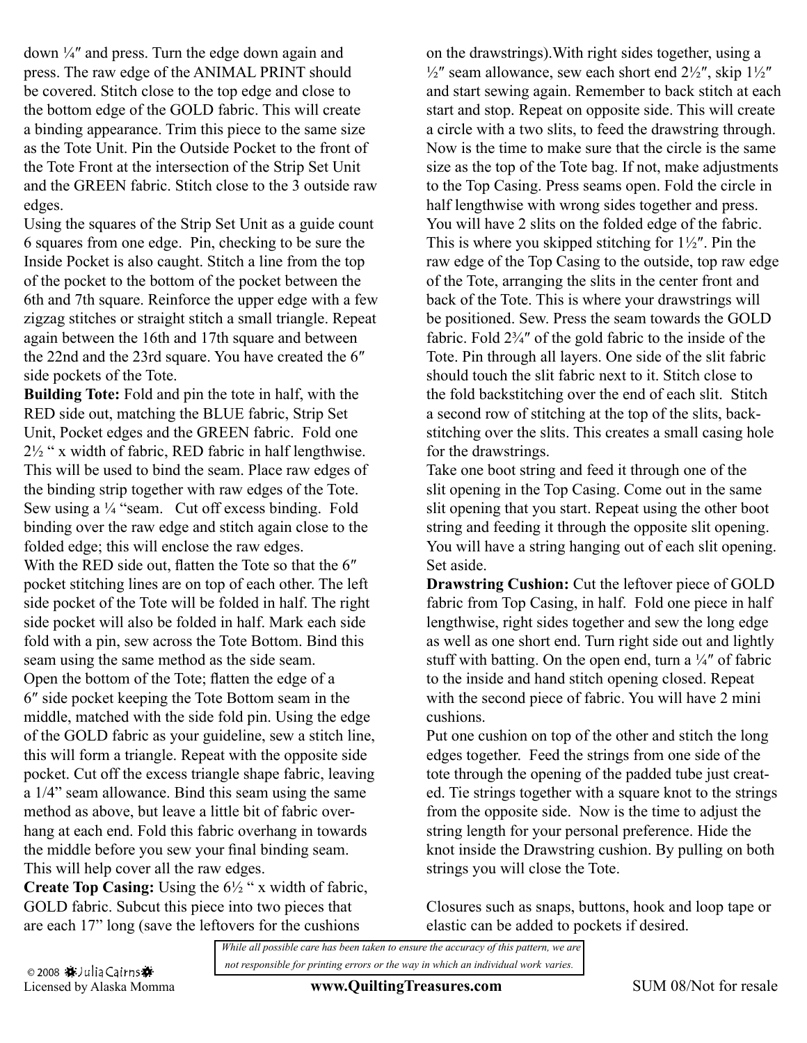down ¼″ and press. Turn the edge down again and press. The raw edge of the ANIMAL PRINT should be covered. Stitch close to the top edge and close to the bottom edge of the GOLD fabric. This will create a binding appearance. Trim this piece to the same size as the Tote Unit. Pin the Outside Pocket to the front of the Tote Front at the intersection of the Strip Set Unit and the GREEN fabric. Stitch close to the 3 outside raw edges.

Using the squares of the Strip Set Unit as a guide count 6 squares from one edge. Pin, checking to be sure the Inside Pocket is also caught. Stitch a line from the top of the pocket to the bottom of the pocket between the 6th and 7th square. Reinforce the upper edge with a few zigzag stitches or straight stitch a small triangle. Repeat again between the 16th and 17th square and between the 22nd and the 23rd square. You have created the 6″ side pockets of the Tote.

**Building Tote:** Fold and pin the tote in half, with the RED side out, matching the BLUE fabric, Strip Set Unit, Pocket edges and the GREEN fabric. Fold one 2½ " x width of fabric, RED fabric in half lengthwise. This will be used to bind the seam. Place raw edges of the binding strip together with raw edges of the Tote. Sew using a ¼ "seam. Cut off excess binding. Fold binding over the raw edge and stitch again close to the folded edge; this will enclose the raw edges.

With the RED side out, flatten the Tote so that the 6″ pocket stitching lines are on top of each other. The left side pocket of the Tote will be folded in half. The right side pocket will also be folded in half. Mark each side fold with a pin, sew across the Tote Bottom. Bind this seam using the same method as the side seam.

Open the bottom of the Tote; flatten the edge of a 6″ side pocket keeping the Tote Bottom seam in the middle, matched with the side fold pin. Using the edge of the GOLD fabric as your guideline, sew a stitch line, this will form a triangle. Repeat with the opposite side pocket. Cut off the excess triangle shape fabric, leaving a 1/4" seam allowance. Bind this seam using the same method as above, but leave a little bit of fabric overhang at each end. Fold this fabric overhang in towards the middle before you sew your final binding seam. This will help cover all the raw edges.

**Create Top Casing:** Using the 6½ " x width of fabric, GOLD fabric. Subcut this piece into two pieces that are each 17" long (save the leftovers for the cushions on the drawstrings).With right sides together, using a ½″ seam allowance, sew each short end 2½″, skip 1½″ and start sewing again. Remember to back stitch at each start and stop. Repeat on opposite side. This will create a circle with a two slits, to feed the drawstring through. Now is the time to make sure that the circle is the same size as the top of the Tote bag. If not, make adjustments to the Top Casing. Press seams open. Fold the circle in half lengthwise with wrong sides together and press. You will have 2 slits on the folded edge of the fabric. This is where you skipped stitching for 1½″. Pin the raw edge of the Top Casing to the outside, top raw edge of the Tote, arranging the slits in the center front and back of the Tote. This is where your drawstrings will be positioned. Sew. Press the seam towards the GOLD fabric. Fold 2¾″ of the gold fabric to the inside of the Tote. Pin through all layers. One side of the slit fabric should touch the slit fabric next to it. Stitch close to the fold backstitching over the end of each slit. Stitch a second row of stitching at the top of the slits, backstitching over the slits. This creates a small casing hole for the drawstrings.

Take one boot string and feed it through one of the slit opening in the Top Casing. Come out in the same slit opening that you start. Repeat using the other boot string and feeding it through the opposite slit opening. You will have a string hanging out of each slit opening. Set aside.

**Drawstring Cushion:** Cut the leftover piece of GOLD fabric from Top Casing, in half. Fold one piece in half lengthwise, right sides together and sew the long edge as well as one short end. Turn right side out and lightly stuff with batting. On the open end, turn a ¼″ of fabric to the inside and hand stitch opening closed. Repeat with the second piece of fabric. You will have 2 mini cushions.

Put one cushion on top of the other and stitch the long edges together. Feed the strings from one side of the tote through the opening of the padded tube just created. Tie strings together with a square knot to the strings from the opposite side. Now is the time to adjust the string length for your personal preference. Hide the knot inside the Drawstring cushion. By pulling on both strings you will close the Tote.

Closures such as snaps, buttons, hook and loop tape or elastic can be added to pockets if desired.

*While all possible care has been taken to ensure the accuracy of this pattern, we are not responsible for printing errors or the way in which an individual work varies.*

© 2008 Julia Cairns
Licensed by Alaska Momma

**www.QuiltingTreasures.com**

SUM 08/Not for resale